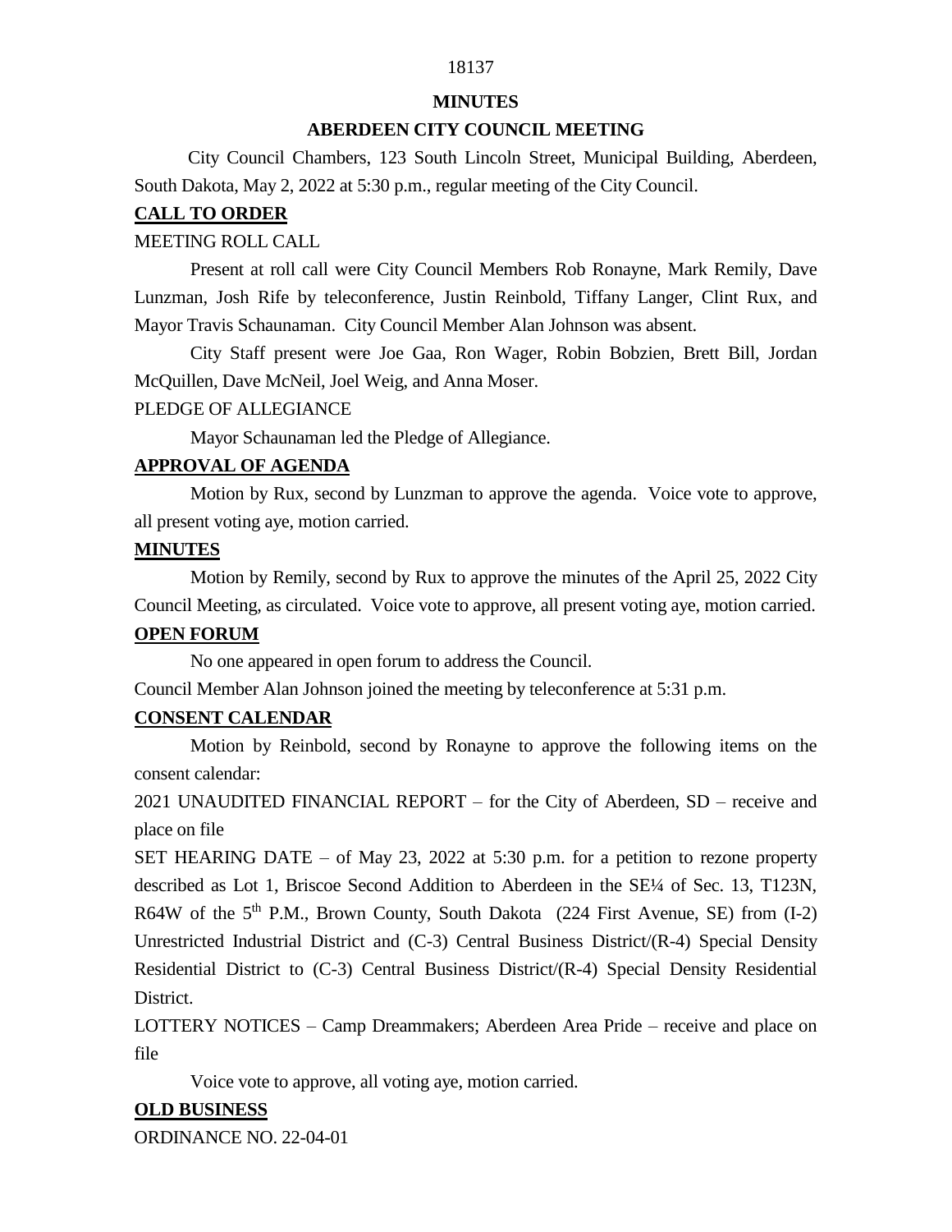# MINUTES

## ABERDEEN CITY COUNCIL MEETING

City Council Chambers, 123 South Lincoln Street, Municipal Building, Aberdeen, South Dakota, May 2, 2022 at 5:30 p.m., regular meeting of the City Council.

**CALL TO ORDER**

MEETING ROLL CALL

Present at roll call were City Council Members Rob Ronayne, Mark Remily, Dave Lunzman, Josh Rife by teleconference, Justin Reinbold, Tiffany Langer, Clint Rux, and Mayor Travis Schaunaman. City Council Member Alan Johnson was absent.

City Staff present were Joe Gaa, Ron Wager, Robin Bobzien, Brett Bill, Jordan McQuillen, Dave McNeil, Joel Weig, and Anna Moser.

PLEDGE OF ALLEGIANCE

Mayor Schaunaman led the Pledge of Allegiance.

**APPROVAL OF AGENDA**

Motion by Rux, second by Lunzman to approve the agenda. Voice vote to approve, all present voting aye, motion carried.

**MINUTES**

Motion by Remily, second by Rux to approve the minutes of the April 25, 2022 City Council Meeting, as circulated. Voice vote to approve, all present voting aye, motion carried.

**OPEN FORUM**

No one appeared in open forum to address the Council.

Council Member Alan Johnson joined the meeting by teleconference at 5:31 p.m.

**CONSENT CALENDAR**

Motion by Reinbold, second by Ronayne to approve the following items on the consent calendar:

2021 UNAUDITED FINANCIAL REPORT – for the City of Aberdeen, SD – receive and place on file

SET HEARING DATE – of May 23, 2022 at 5:30 p.m. for a petition to rezone property described as Lot 1, Briscoe Second Addition to Aberdeen in the SE¼ of Sec. 13, T123N, R64W of the 5th P.M., Brown County, South Dakota (224 First Avenue, SE) from (I-2) Unrestricted Industrial District and (C-3) Central Business District/(R-4) Special Density Residential District to (C-3) Central Business District/(R-4) Special Density Residential District.

LOTTERY NOTICES – Camp Dreammakers; Aberdeen Area Pride – receive and place on file

Voice vote to approve, all voting aye, motion carried.

**OLD BUSINESS**

ORDINANCE NO. 22-04-01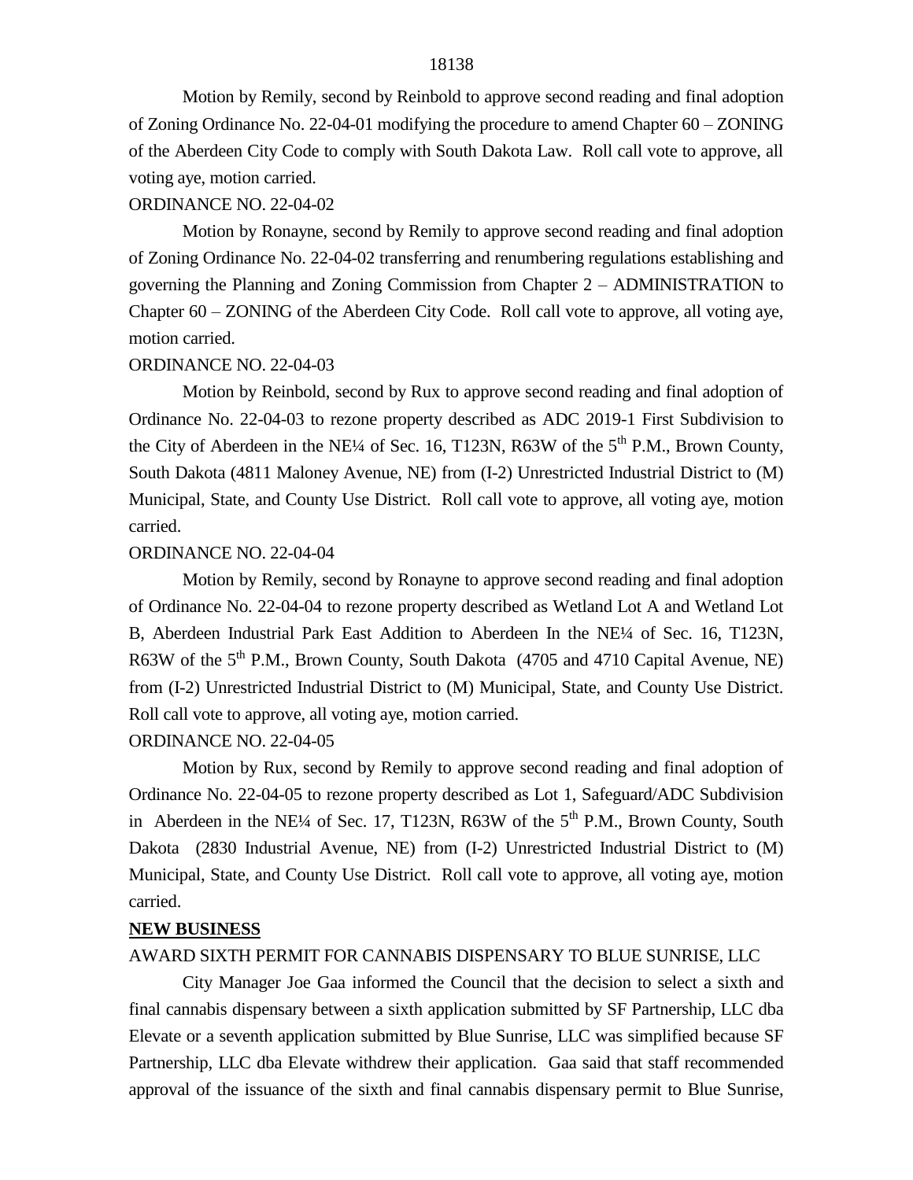Motion by Remily, second by Reinbold to approve second reading and final adoption of Zoning Ordinance No. 22-04-01 modifying the procedure to amend Chapter 60 – ZONING of the Aberdeen City Code to comply with South Dakota Law. Roll call vote to approve, all voting aye, motion carried.

ORDINANCE NO. 22-04-02

Motion by Ronayne, second by Remily to approve second reading and final adoption of Zoning Ordinance No. 22-04-02 transferring and renumbering regulations establishing and governing the Planning and Zoning Commission from Chapter 2 – ADMINISTRATION to Chapter 60 – ZONING of the Aberdeen City Code. Roll call vote to approve, all voting aye, motion carried.

ORDINANCE NO. 22-04-03

Motion by Reinbold, second by Rux to approve second reading and final adoption of Ordinance No. 22-04-03 to rezone property described as ADC 2019-1 First Subdivision to the City of Aberdeen in the NE¼ of Sec. 16, T123N, R63W of the 5th P.M., Brown County, South Dakota (4811 Maloney Avenue, NE) from (I-2) Unrestricted Industrial District to (M) Municipal, State, and County Use District. Roll call vote to approve, all voting aye, motion carried.

ORDINANCE NO. 22-04-04

Motion by Remily, second by Ronayne to approve second reading and final adoption of Ordinance No. 22-04-04 to rezone property described as Wetland Lot A and Wetland Lot B, Aberdeen Industrial Park East Addition to Aberdeen In the NE¼ of Sec. 16, T123N, R63W of the 5th P.M., Brown County, South Dakota (4705 and 4710 Capital Avenue, NE) from (I-2) Unrestricted Industrial District to (M) Municipal, State, and County Use District. Roll call vote to approve, all voting aye, motion carried.

ORDINANCE NO. 22-04-05

Motion by Rux, second by Remily to approve second reading and final adoption of Ordinance No. 22-04-05 to rezone property described as Lot 1, Safeguard/ADC Subdivision in Aberdeen in the NE¼ of Sec. 17, T123N, R63W of the 5th P.M., Brown County, South Dakota (2830 Industrial Avenue, NE) from (I-2) Unrestricted Industrial District to (M) Municipal, State, and County Use District. Roll call vote to approve, all voting aye, motion carried.

**NEW BUSINESS**

AWARD SIXTH PERMIT FOR CANNABIS DISPENSARY TO BLUE SUNRISE, LLC

City Manager Joe Gaa informed the Council that the decision to select a sixth and final cannabis dispensary between a sixth application submitted by SF Partnership, LLC dba Elevate or a seventh application submitted by Blue Sunrise, LLC was simplified because SF Partnership, LLC dba Elevate withdrew their application. Gaa said that staff recommended approval of the issuance of the sixth and final cannabis dispensary permit to Blue Sunrise,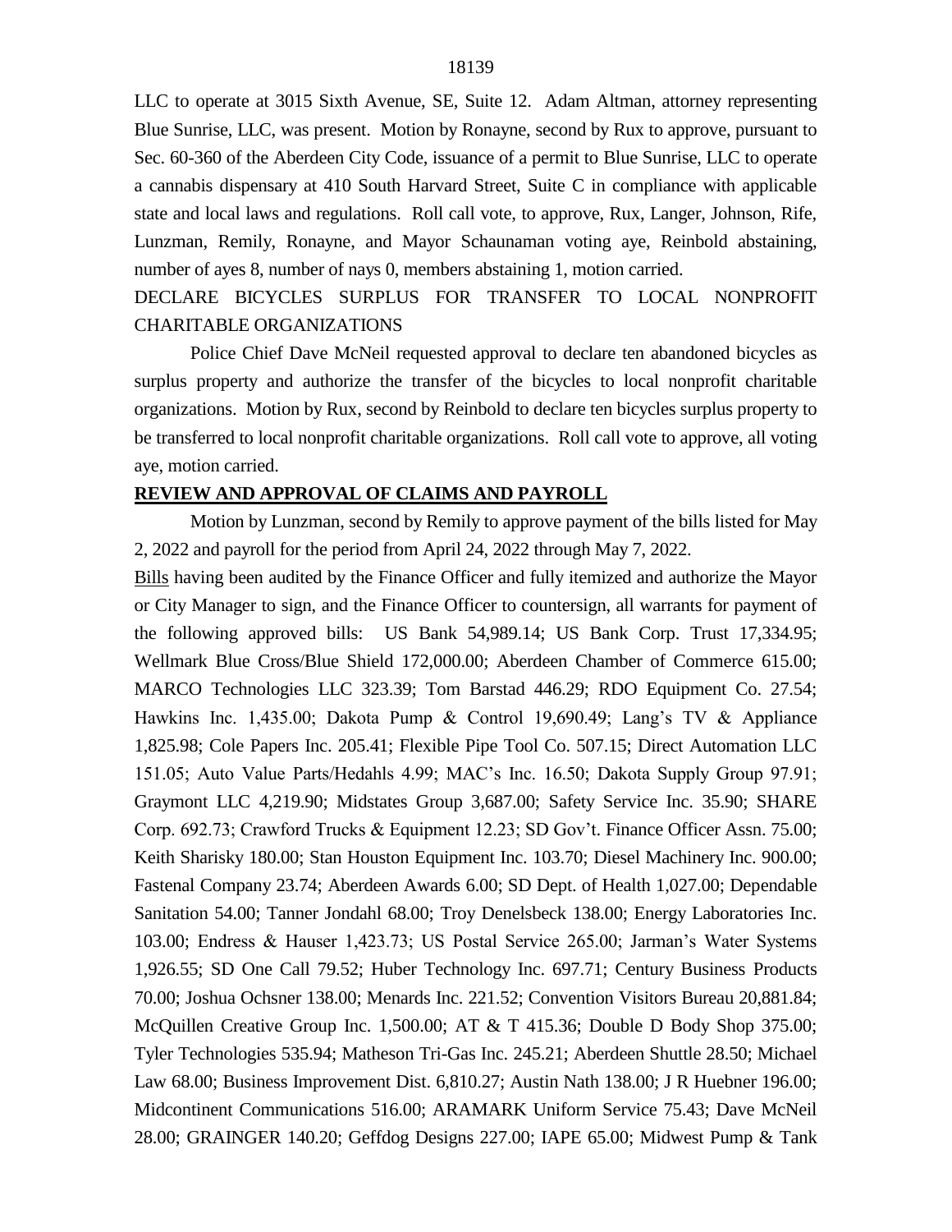LLC to operate at 3015 Sixth Avenue, SE, Suite 12. Adam Altman, attorney representing Blue Sunrise, LLC, was present. Motion by Ronayne, second by Rux to approve, pursuant to Sec. 60-360 of the Aberdeen City Code, issuance of a permit to Blue Sunrise, LLC to operate a cannabis dispensary at 410 South Harvard Street, Suite C in compliance with applicable state and local laws and regulations. Roll call vote, to approve, Rux, Langer, Johnson, Rife, Lunzman, Remily, Ronayne, and Mayor Schaunaman voting aye, Reinbold abstaining, number of ayes 8, number of nays 0, members abstaining 1, motion carried.

DECLARE BICYCLES SURPLUS FOR TRANSFER TO LOCAL NONPROFIT CHARITABLE ORGANIZATIONS

Police Chief Dave McNeil requested approval to declare ten abandoned bicycles as surplus property and authorize the transfer of the bicycles to local nonprofit charitable organizations. Motion by Rux, second by Reinbold to declare ten bicycles surplus property to be transferred to local nonprofit charitable organizations. Roll call vote to approve, all voting aye, motion carried.

**REVIEW AND APPROVAL OF CLAIMS AND PAYROLL**

Motion by Lunzman, second by Remily to approve payment of the bills listed for May 2, 2022 and payroll for the period from April 24, 2022 through May 7, 2022.

Bills having been audited by the Finance Officer and fully itemized and authorize the Mayor or City Manager to sign, and the Finance Officer to countersign, all warrants for payment of the following approved bills: US Bank 54,989.14; US Bank Corp. Trust 17,334.95; Wellmark Blue Cross/Blue Shield 172,000.00; Aberdeen Chamber of Commerce 615.00; MARCO Technologies LLC 323.39; Tom Barstad 446.29; RDO Equipment Co. 27.54; Hawkins Inc. 1,435.00; Dakota Pump & Control 19,690.49; Lang's TV & Appliance 1,825.98; Cole Papers Inc. 205.41; Flexible Pipe Tool Co. 507.15; Direct Automation LLC 151.05; Auto Value Parts/Hedahls 4.99; MAC's Inc. 16.50; Dakota Supply Group 97.91; Graymont LLC 4,219.90; Midstates Group 3,687.00; Safety Service Inc. 35.90; SHARE Corp. 692.73; Crawford Trucks & Equipment 12.23; SD Gov't. Finance Officer Assn. 75.00; Keith Sharisky 180.00; Stan Houston Equipment Inc. 103.70; Diesel Machinery Inc. 900.00; Fastenal Company 23.74; Aberdeen Awards 6.00; SD Dept. of Health 1,027.00; Dependable Sanitation 54.00; Tanner Jondahl 68.00; Troy Denelsbeck 138.00; Energy Laboratories Inc. 103.00; Endress & Hauser 1,423.73; US Postal Service 265.00; Jarman's Water Systems 1,926.55; SD One Call 79.52; Huber Technology Inc. 697.71; Century Business Products 70.00; Joshua Ochsner 138.00; Menards Inc. 221.52; Convention Visitors Bureau 20,881.84; McQuillen Creative Group Inc. 1,500.00; AT & T 415.36; Double D Body Shop 375.00; Tyler Technologies 535.94; Matheson Tri-Gas Inc. 245.21; Aberdeen Shuttle 28.50; Michael Law 68.00; Business Improvement Dist. 6,810.27; Austin Nath 138.00; J R Huebner 196.00; Midcontinent Communications 516.00; ARAMARK Uniform Service 75.43; Dave McNeil 28.00; GRAINGER 140.20; Geffdog Designs 227.00; IAPE 65.00; Midwest Pump & Tank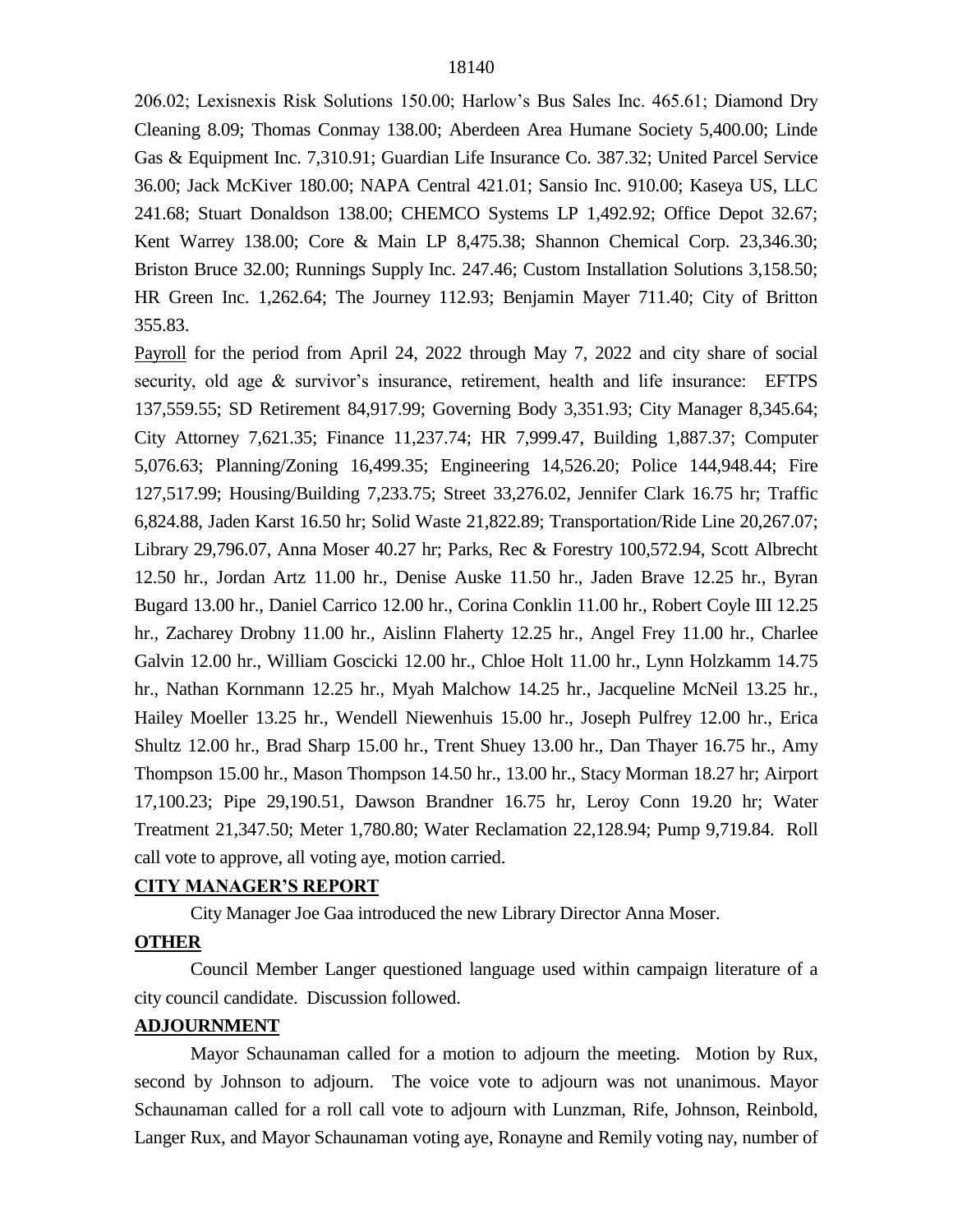206.02; Lexisnexis Risk Solutions 150.00; Harlow's Bus Sales Inc. 465.61; Diamond Dry Cleaning 8.09; Thomas Conmay 138.00; Aberdeen Area Humane Society 5,400.00; Linde Gas & Equipment Inc. 7,310.91; Guardian Life Insurance Co. 387.32; United Parcel Service 36.00; Jack McKiver 180.00; NAPA Central 421.01; Sansio Inc. 910.00; Kaseya US, LLC 241.68; Stuart Donaldson 138.00; CHEMCO Systems LP 1,492.92; Office Depot 32.67; Kent Warrey 138.00; Core & Main LP 8,475.38; Shannon Chemical Corp. 23,346.30; Briston Bruce 32.00; Runnings Supply Inc. 247.46; Custom Installation Solutions 3,158.50; HR Green Inc. 1,262.64; The Journey 112.93; Benjamin Mayer 711.40; City of Britton 355.83.

Payroll for the period from April 24, 2022 through May 7, 2022 and city share of social security, old age & survivor's insurance, retirement, health and life insurance: EFTPS 137,559.55; SD Retirement 84,917.99; Governing Body 3,351.93; City Manager 8,345.64; City Attorney 7,621.35; Finance 11,237.74; HR 7,999.47, Building 1,887.37; Computer 5,076.63; Planning/Zoning 16,499.35; Engineering 14,526.20; Police 144,948.44; Fire 127,517.99; Housing/Building 7,233.75; Street 33,276.02, Jennifer Clark 16.75 hr; Traffic 6,824.88, Jaden Karst 16.50 hr; Solid Waste 21,822.89; Transportation/Ride Line 20,267.07; Library 29,796.07, Anna Moser 40.27 hr; Parks, Rec & Forestry 100,572.94, Scott Albrecht 12.50 hr., Jordan Artz 11.00 hr., Denise Auske 11.50 hr., Jaden Brave 12.25 hr., Byran Bugard 13.00 hr., Daniel Carrico 12.00 hr., Corina Conklin 11.00 hr., Robert Coyle III 12.25 hr., Zacharey Drobny 11.00 hr., Aislinn Flaherty 12.25 hr., Angel Frey 11.00 hr., Charlee Galvin 12.00 hr., William Goscicki 12.00 hr., Chloe Holt 11.00 hr., Lynn Holzkamm 14.75 hr., Nathan Kornmann 12.25 hr., Myah Malchow 14.25 hr., Jacqueline McNeil 13.25 hr., Hailey Moeller 13.25 hr., Wendell Niewenhuis 15.00 hr., Joseph Pulfrey 12.00 hr., Erica Shultz 12.00 hr., Brad Sharp 15.00 hr., Trent Shuey 13.00 hr., Dan Thayer 16.75 hr., Amy Thompson 15.00 hr., Mason Thompson 14.50 hr., 13.00 hr., Stacy Morman 18.27 hr; Airport 17,100.23; Pipe 29,190.51, Dawson Brandner 16.75 hr, Leroy Conn 19.20 hr; Water Treatment 21,347.50; Meter 1,780.80; Water Reclamation 22,128.94; Pump 9,719.84. Roll call vote to approve, all voting aye, motion carried.

**CITY MANAGER'S REPORT**

City Manager Joe Gaa introduced the new Library Director Anna Moser.

**OTHER**

Council Member Langer questioned language used within campaign literature of a city council candidate. Discussion followed.

**ADJOURNMENT**

Mayor Schaunaman called for a motion to adjourn the meeting. Motion by Rux, second by Johnson to adjourn. The voice vote to adjourn was not unanimous. Mayor Schaunaman called for a roll call vote to adjourn with Lunzman, Rife, Johnson, Reinbold, Langer Rux, and Mayor Schaunaman voting aye, Ronayne and Remily voting nay, number of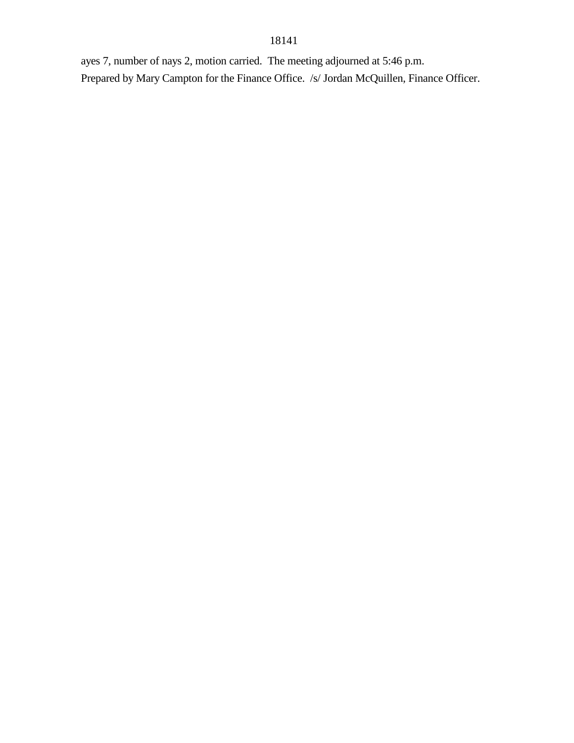ayes 7, number of nays 2, motion carried.  The meeting adjourned at 5:46 p.m.

Prepared by Mary Campton for the Finance Office.  /s/ Jordan McQuillen, Finance Officer.